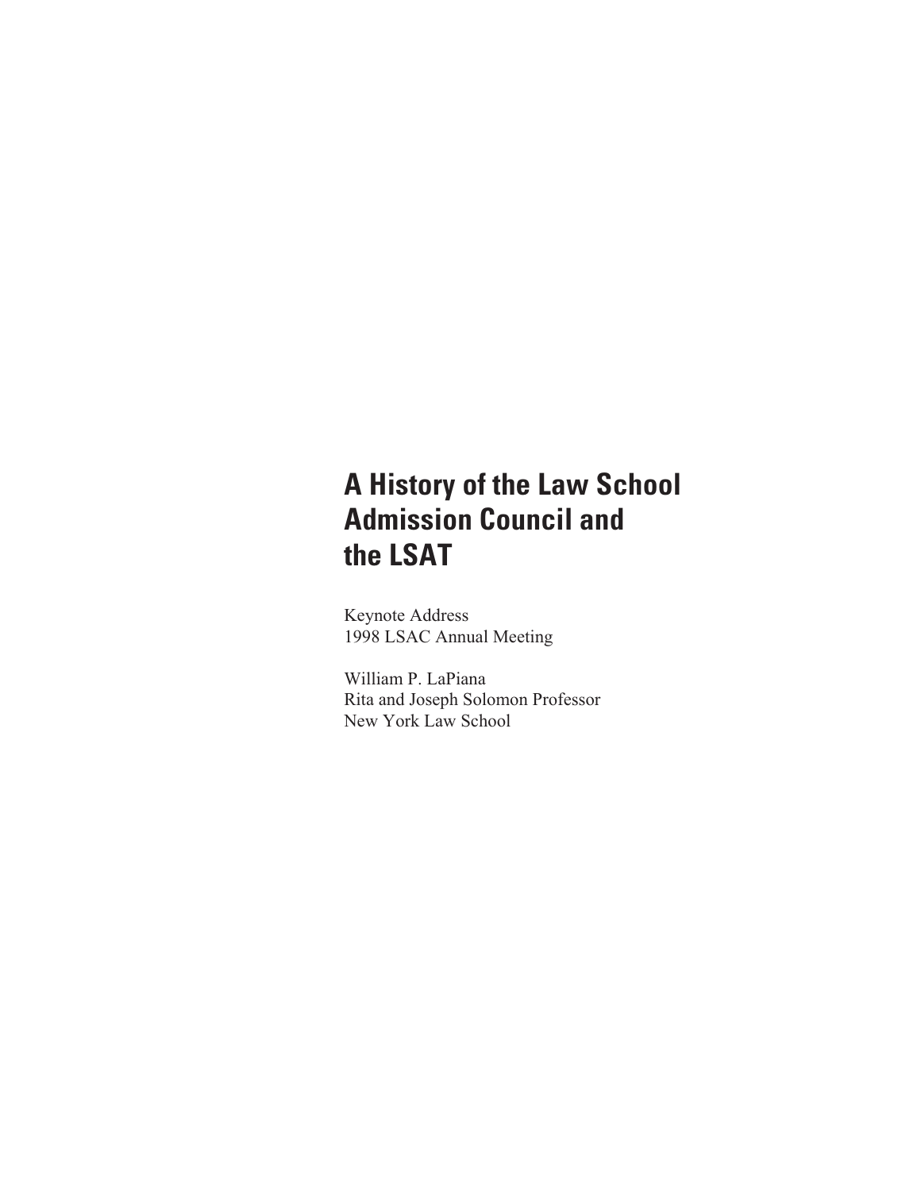# A History of the Law School Admission Council and the LSAT

Keynote Address
1998 LSAC Annual Meeting

William P. LaPiana
Rita and Joseph Solomon Professor
New York Law School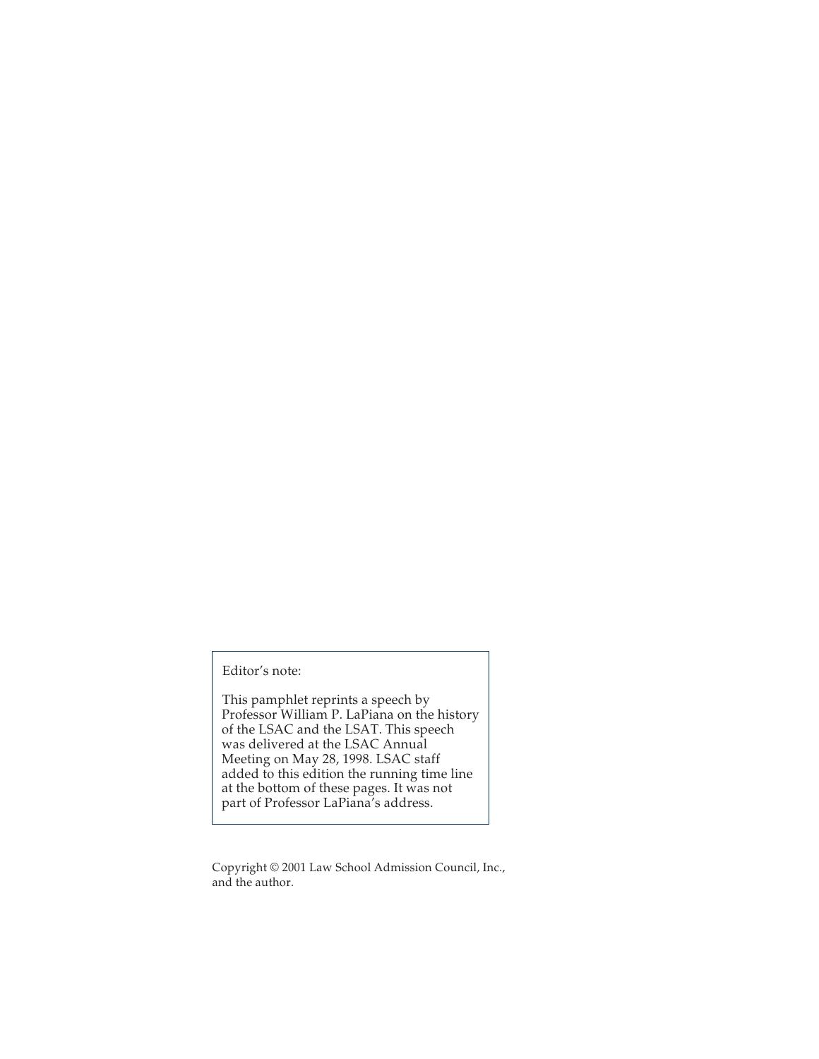Editor's note:

This pamphlet reprints a speech by Professor William P. LaPiana on the history of the LSAC and the LSAT. This speech was delivered at the LSAC Annual Meeting on May 28, 1998. LSAC staff added to this edition the running time line at the bottom of these pages. It was not part of Professor LaPiana's address.

Copyright © 2001 Law School Admission Council, Inc., and the author.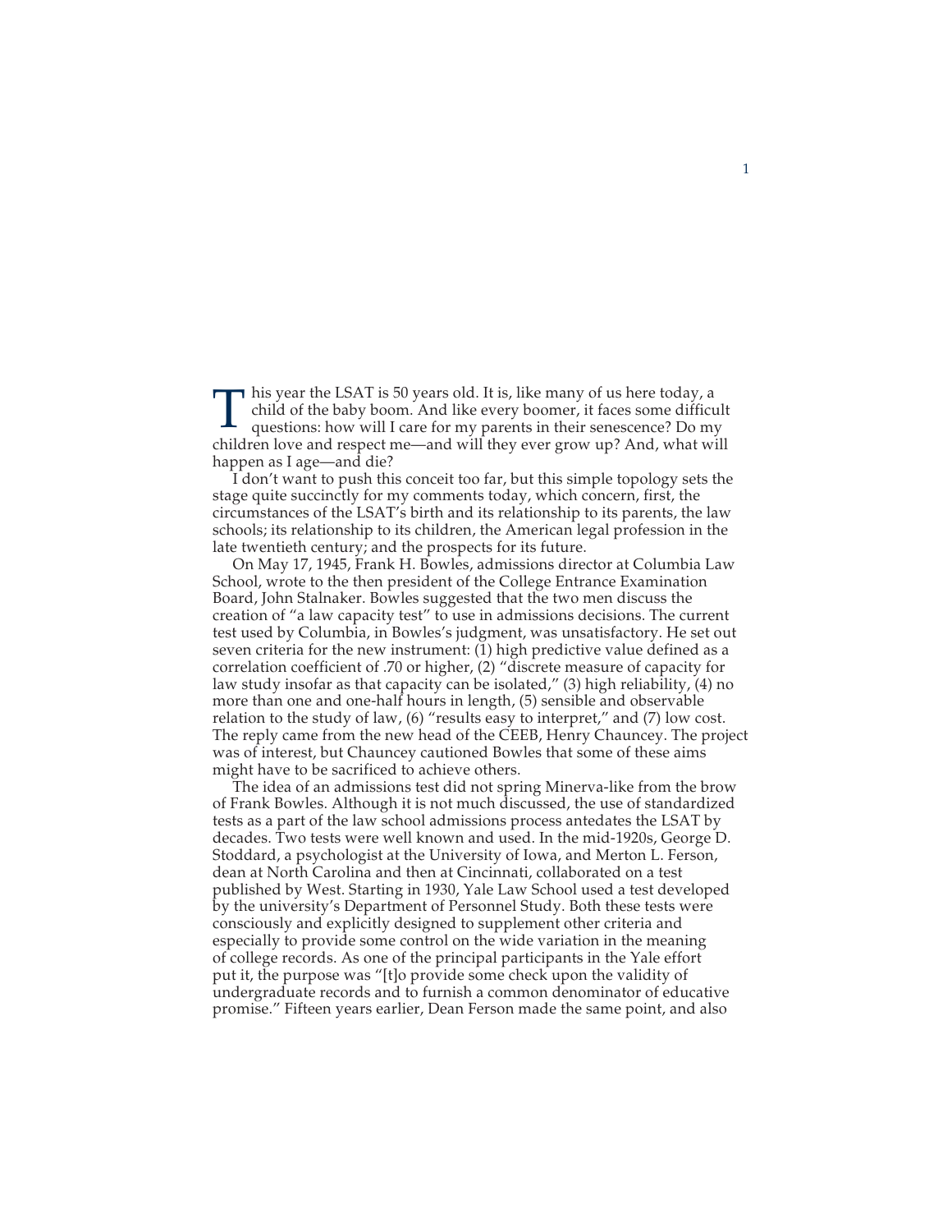This year the LSAT is 50 years old. It is, like many of us here today, a child of the baby boom. And like every boomer, it faces some difficult questions: how will I care for my parents in their senescence? Do my children love and respect me—and will they ever grow up? And, what will happen as I age—and die?

I don't want to push this conceit too far, but this simple topology sets the stage quite succinctly for my comments today, which concern, first, the circumstances of the LSAT's birth and its relationship to its parents, the law schools; its relationship to its children, the American legal profession in the late twentieth century; and the prospects for its future.

On May 17, 1945, Frank H. Bowles, admissions director at Columbia Law School, wrote to the then president of the College Entrance Examination Board, John Stalnaker. Bowles suggested that the two men discuss the creation of "a law capacity test" to use in admissions decisions. The current test used by Columbia, in Bowles's judgment, was unsatisfactory. He set out seven criteria for the new instrument: (1) high predictive value defined as a correlation coefficient of .70 or higher, (2) "discrete measure of capacity for law study insofar as that capacity can be isolated," (3) high reliability, (4) no more than one and one-half hours in length, (5) sensible and observable relation to the study of law, (6) "results easy to interpret," and (7) low cost. The reply came from the new head of the CEEB, Henry Chauncey. The project was of interest, but Chauncey cautioned Bowles that some of these aims might have to be sacrificed to achieve others.

The idea of an admissions test did not spring Minerva-like from the brow of Frank Bowles. Although it is not much discussed, the use of standardized tests as a part of the law school admissions process antedates the LSAT by decades. Two tests were well known and used. In the mid-1920s, George D. Stoddard, a psychologist at the University of Iowa, and Merton L. Ferson, dean at North Carolina and then at Cincinnati, collaborated on a test published by West. Starting in 1930, Yale Law School used a test developed by the university's Department of Personnel Study. Both these tests were consciously and explicitly designed to supplement other criteria and especially to provide some control on the wide variation in the meaning of college records. As one of the principal participants in the Yale effort put it, the purpose was "[t]o provide some check upon the validity of undergraduate records and to furnish a common denominator of educative promise." Fifteen years earlier, Dean Ferson made the same point, and also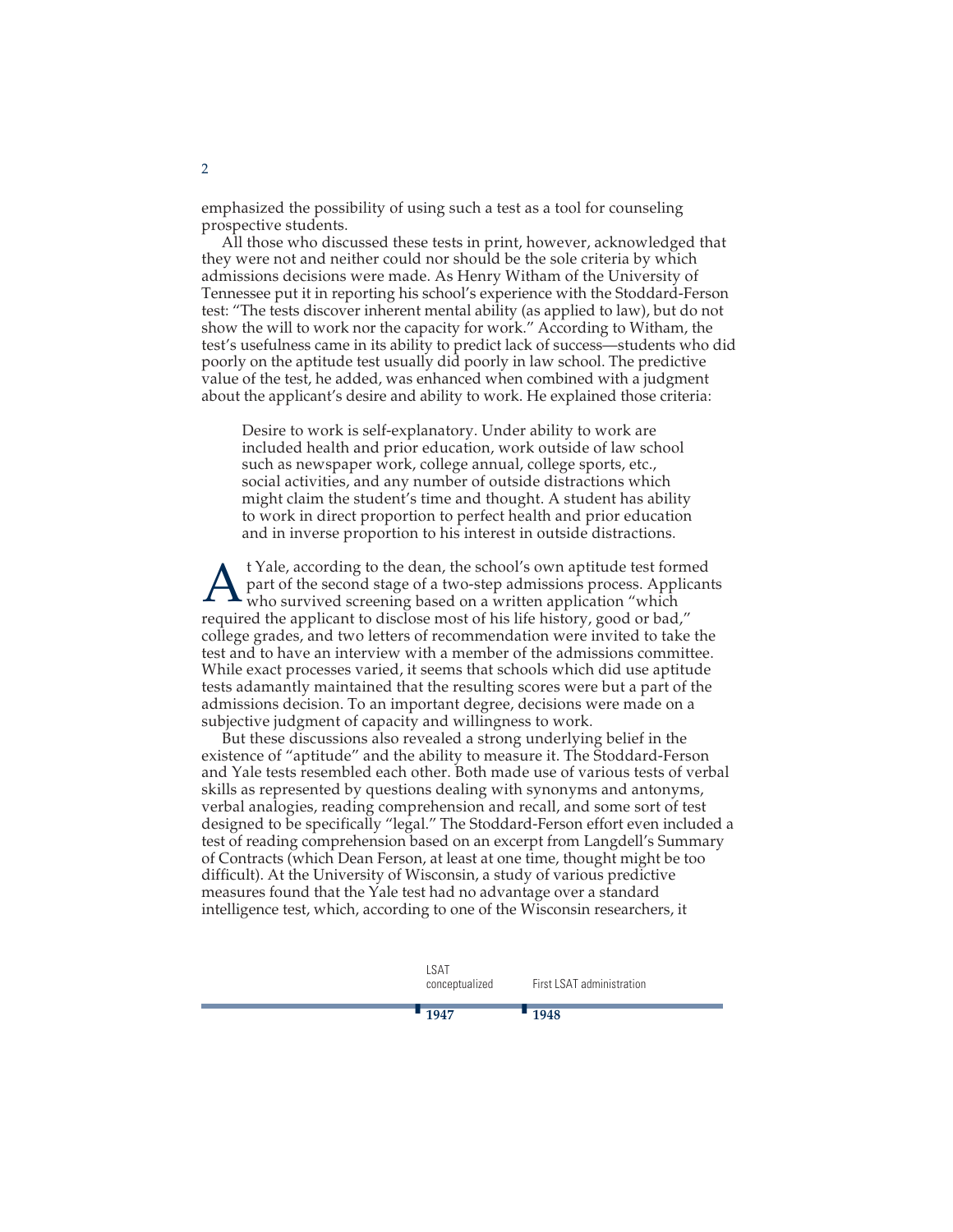emphasized the possibility of using such a test as a tool for counseling prospective students.

All those who discussed these tests in print, however, acknowledged that they were not and neither could nor should be the sole criteria by which admissions decisions were made. As Henry Witham of the University of Tennessee put it in reporting his school's experience with the Stoddard-Ferson test: "The tests discover inherent mental ability (as applied to law), but do not show the will to work nor the capacity for work." According to Witham, the test's usefulness came in its ability to predict lack of success—students who did poorly on the aptitude test usually did poorly in law school. The predictive value of the test, he added, was enhanced when combined with a judgment about the applicant's desire and ability to work. He explained those criteria:

> Desire to work is self-explanatory. Under ability to work are included health and prior education, work outside of law school such as newspaper work, college annual, college sports, etc., social activities, and any number of outside distractions which might claim the student's time and thought. A student has ability to work in direct proportion to perfect health and prior education and in inverse proportion to his interest in outside distractions.

At Yale, according to the dean, the school's own aptitude test formed part of the second stage of a two-step admissions process. Applicants who survived screening based on a written application "which required the applicant to disclose most of his life history, good or bad," college grades, and two letters of recommendation were invited to take the test and to have an interview with a member of the admissions committee. While exact processes varied, it seems that schools which did use aptitude tests adamantly maintained that the resulting scores were but a part of the admissions decision. To an important degree, decisions were made on a subjective judgment of capacity and willingness to work.

But these discussions also revealed a strong underlying belief in the existence of "aptitude" and the ability to measure it. The Stoddard-Ferson and Yale tests resembled each other. Both made use of various tests of verbal skills as represented by questions dealing with synonyms and antonyms, verbal analogies, reading comprehension and recall, and some sort of test designed to be specifically "legal." The Stoddard-Ferson effort even included a test of reading comprehension based on an excerpt from Langdell's Summary of Contracts (which Dean Ferson, at least at one time, thought might be too difficult). At the University of Wisconsin, a study of various predictive measures found that the Yale test had no advantage over a standard intelligence test, which, according to one of the Wisconsin researchers, it

LSAT conceptualized — **1947**

First LSAT administration — **1948**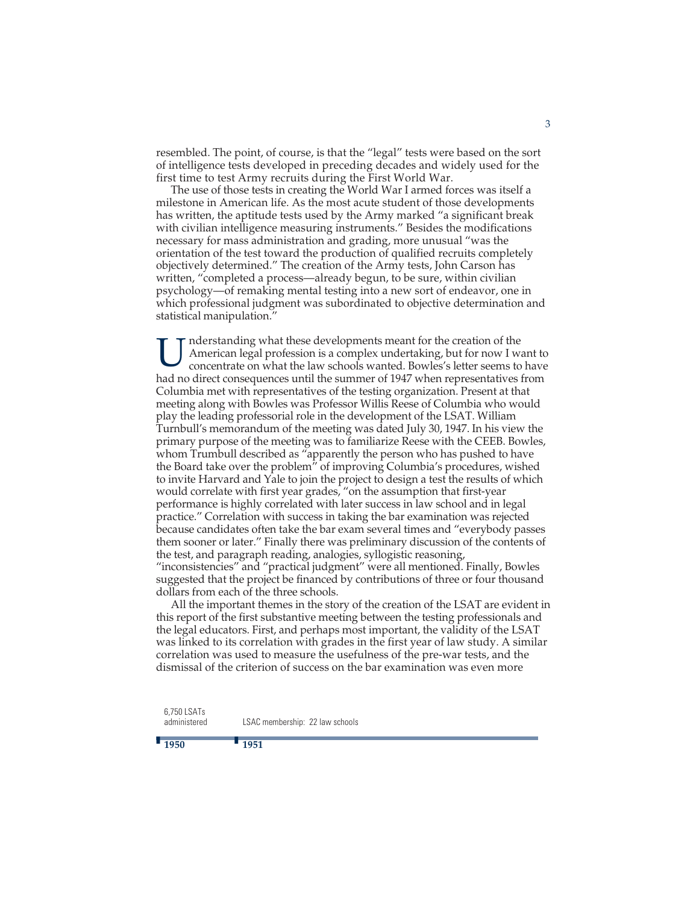resembled. The point, of course, is that the "legal" tests were based on the sort of intelligence tests developed in preceding decades and widely used for the first time to test Army recruits during the First World War.

The use of those tests in creating the World War I armed forces was itself a milestone in American life. As the most acute student of those developments has written, the aptitude tests used by the Army marked "a significant break with civilian intelligence measuring instruments." Besides the modifications necessary for mass administration and grading, more unusual "was the orientation of the test toward the production of qualified recruits completely objectively determined." The creation of the Army tests, John Carson has written, "completed a process—already begun, to be sure, within civilian psychology—of remaking mental testing into a new sort of endeavor, one in which professional judgment was subordinated to objective determination and statistical manipulation."

Understanding what these developments meant for the creation of the American legal profession is a complex undertaking, but for now I want to concentrate on what the law schools wanted. Bowles's letter seems to have had no direct consequences until the summer of 1947 when representatives from Columbia met with representatives of the testing organization. Present at that meeting along with Bowles was Professor Willis Reese of Columbia who would play the leading professorial role in the development of the LSAT. William Turnbull's memorandum of the meeting was dated July 30, 1947. In his view the primary purpose of the meeting was to familiarize Reese with the CEEB. Bowles, whom Trumbull described as "apparently the person who has pushed to have the Board take over the problem" of improving Columbia's procedures, wished to invite Harvard and Yale to join the project to design a test the results of which would correlate with first year grades, "on the assumption that first-year performance is highly correlated with later success in law school and in legal practice." Correlation with success in taking the bar examination was rejected because candidates often take the bar exam several times and "everybody passes them sooner or later." Finally there was preliminary discussion of the contents of the test, and paragraph reading, analogies, syllogistic reasoning, "inconsistencies" and "practical judgment" were all mentioned. Finally, Bowles suggested that the project be financed by contributions of three or four thousand dollars from each of the three schools.

All the important themes in the story of the creation of the LSAT are evident in this report of the first substantive meeting between the testing professionals and the legal educators. First, and perhaps most important, the validity of the LSAT was linked to its correlation with grades in the first year of law study. A similar correlation was used to measure the usefulness of the pre-war tests, and the dismissal of the criterion of success on the bar examination was even more

| 1950 | 1951 |
|---|---|
| 6,750 LSATs administered | LSAC membership: 22 law schools |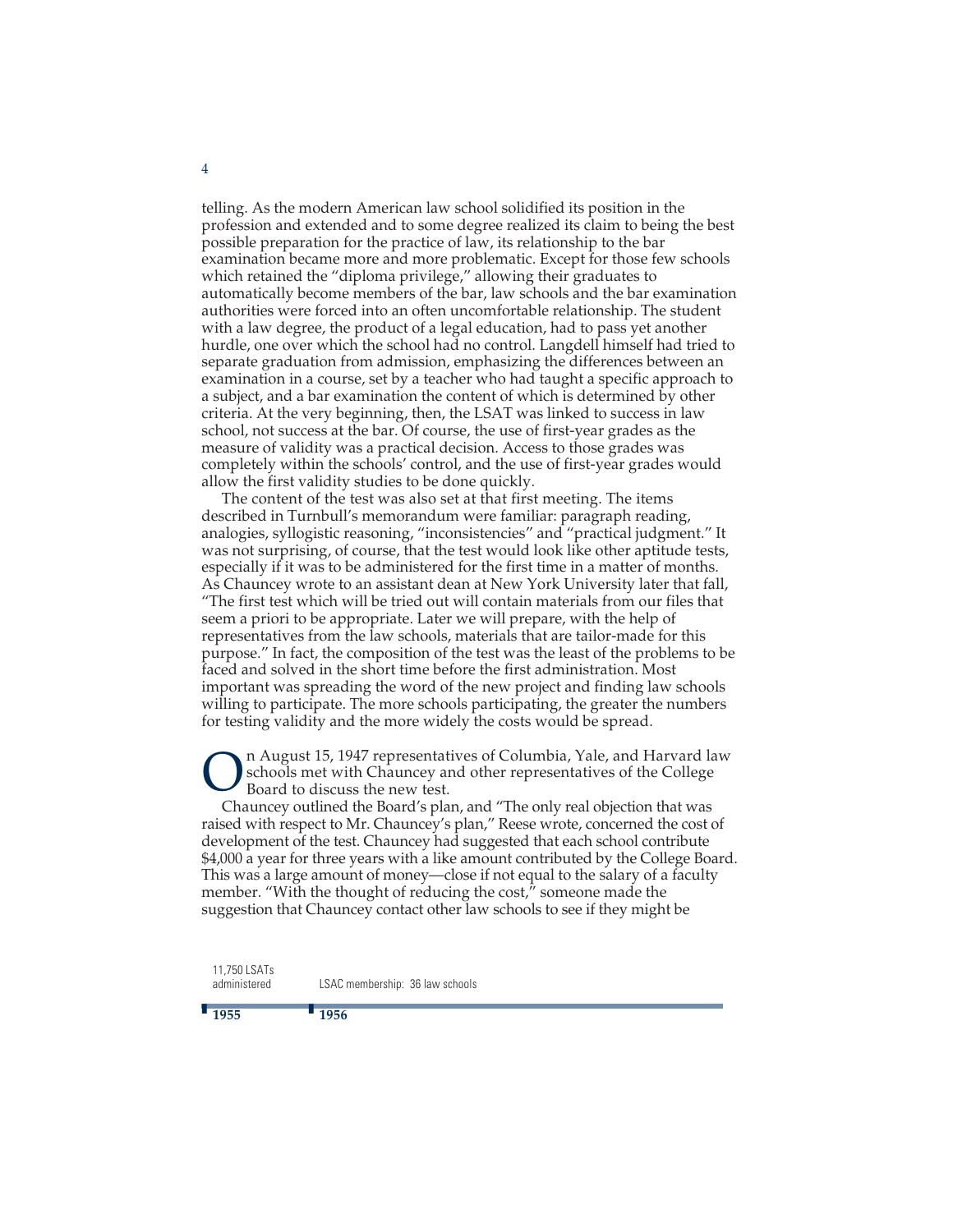telling. As the modern American law school solidified its position in the profession and extended and to some degree realized its claim to being the best possible preparation for the practice of law, its relationship to the bar examination became more and more problematic. Except for those few schools which retained the "diploma privilege," allowing their graduates to automatically become members of the bar, law schools and the bar examination authorities were forced into an often uncomfortable relationship. The student with a law degree, the product of a legal education, had to pass yet another hurdle, one over which the school had no control. Langdell himself had tried to separate graduation from admission, emphasizing the differences between an examination in a course, set by a teacher who had taught a specific approach to a subject, and a bar examination the content of which is determined by other criteria. At the very beginning, then, the LSAT was linked to success in law school, not success at the bar. Of course, the use of first-year grades as the measure of validity was a practical decision. Access to those grades was completely within the schools' control, and the use of first-year grades would allow the first validity studies to be done quickly.

The content of the test was also set at that first meeting. The items described in Turnbull's memorandum were familiar: paragraph reading, analogies, syllogistic reasoning, "inconsistencies" and "practical judgment." It was not surprising, of course, that the test would look like other aptitude tests, especially if it was to be administered for the first time in a matter of months. As Chauncey wrote to an assistant dean at New York University later that fall, "The first test which will be tried out will contain materials from our files that seem a priori to be appropriate. Later we will prepare, with the help of representatives from the law schools, materials that are tailor-made for this purpose." In fact, the composition of the test was the least of the problems to be faced and solved in the short time before the first administration. Most important was spreading the word of the new project and finding law schools willing to participate. The more schools participating, the greater the numbers for testing validity and the more widely the costs would be spread.

On August 15, 1947 representatives of Columbia, Yale, and Harvard law schools met with Chauncey and other representatives of the College Board to discuss the new test.

Chauncey outlined the Board's plan, and "The only real objection that was raised with respect to Mr. Chauncey's plan," Reese wrote, concerned the cost of development of the test. Chauncey had suggested that each school contribute $4,000 a year for three years with a like amount contributed by the College Board. This was a large amount of money—close if not equal to the salary of a faculty member. "With the thought of reducing the cost," someone made the suggestion that Chauncey contact other law schools to see if they might be

11,750 LSATs administered — 1955

LSAC membership: 36 law schools — 1956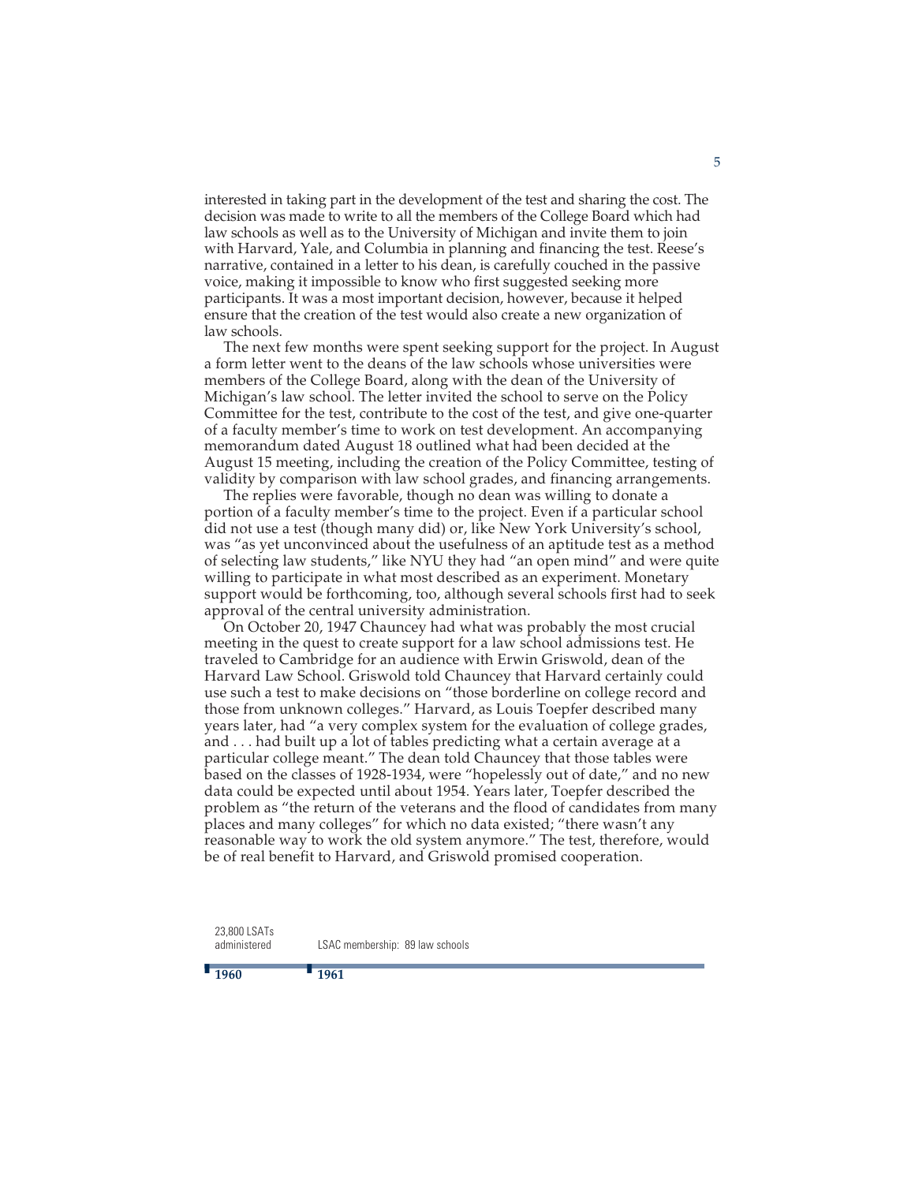interested in taking part in the development of the test and sharing the cost. The decision was made to write to all the members of the College Board which had law schools as well as to the University of Michigan and invite them to join with Harvard, Yale, and Columbia in planning and financing the test. Reese's narrative, contained in a letter to his dean, is carefully couched in the passive voice, making it impossible to know who first suggested seeking more participants. It was a most important decision, however, because it helped ensure that the creation of the test would also create a new organization of law schools.

The next few months were spent seeking support for the project. In August a form letter went to the deans of the law schools whose universities were members of the College Board, along with the dean of the University of Michigan's law school. The letter invited the school to serve on the Policy Committee for the test, contribute to the cost of the test, and give one-quarter of a faculty member's time to work on test development. An accompanying memorandum dated August 18 outlined what had been decided at the August 15 meeting, including the creation of the Policy Committee, testing of validity by comparison with law school grades, and financing arrangements.

The replies were favorable, though no dean was willing to donate a portion of a faculty member's time to the project. Even if a particular school did not use a test (though many did) or, like New York University's school, was "as yet unconvinced about the usefulness of an aptitude test as a method of selecting law students," like NYU they had "an open mind" and were quite willing to participate in what most described as an experiment. Monetary support would be forthcoming, too, although several schools first had to seek approval of the central university administration.

On October 20, 1947 Chauncey had what was probably the most crucial meeting in the quest to create support for a law school admissions test. He traveled to Cambridge for an audience with Erwin Griswold, dean of the Harvard Law School. Griswold told Chauncey that Harvard certainly could use such a test to make decisions on "those borderline on college record and those from unknown colleges." Harvard, as Louis Toepfer described many years later, had "a very complex system for the evaluation of college grades, and . . . had built up a lot of tables predicting what a certain average at a particular college meant." The dean told Chauncey that those tables were based on the classes of 1928-1934, were "hopelessly out of date," and no new data could be expected until about 1954. Years later, Toepfer described the problem as "the return of the veterans and the flood of candidates from many places and many colleges" for which no data existed; "there wasn't any reasonable way to work the old system anymore." The test, therefore, would be of real benefit to Harvard, and Griswold promised cooperation.

| 1960 | 1961 |
|---|---|
| 23,800 LSATs administered | LSAC membership: 89 law schools |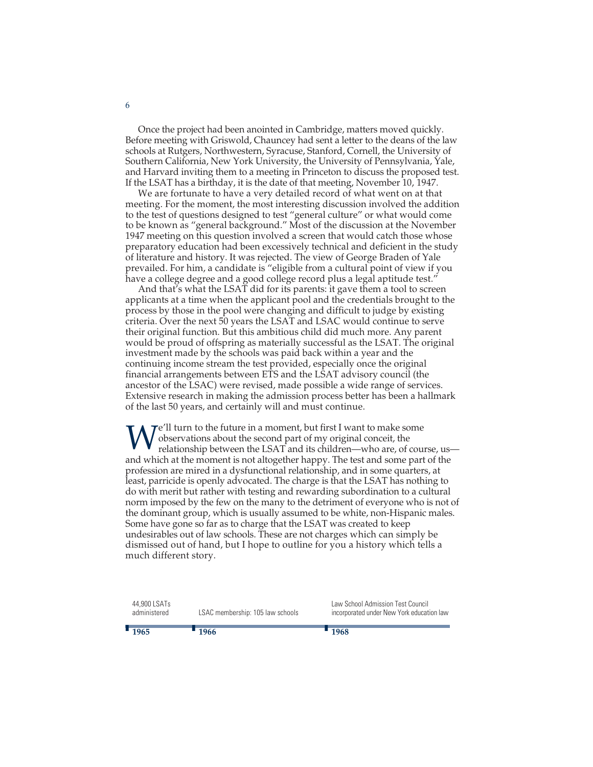Once the project had been anointed in Cambridge, matters moved quickly. Before meeting with Griswold, Chauncey had sent a letter to the deans of the law schools at Rutgers, Northwestern, Syracuse, Stanford, Cornell, the University of Southern California, New York University, the University of Pennsylvania, Yale, and Harvard inviting them to a meeting in Princeton to discuss the proposed test. If the LSAT has a birthday, it is the date of that meeting, November 10, 1947.

We are fortunate to have a very detailed record of what went on at that meeting. For the moment, the most interesting discussion involved the addition to the test of questions designed to test "general culture" or what would come to be known as "general background." Most of the discussion at the November 1947 meeting on this question involved a screen that would catch those whose preparatory education had been excessively technical and deficient in the study of literature and history. It was rejected. The view of George Braden of Yale prevailed. For him, a candidate is "eligible from a cultural point of view if you have a college degree and a good college record plus a legal aptitude test."

And that's what the LSAT did for its parents: it gave them a tool to screen applicants at a time when the applicant pool and the credentials brought to the process by those in the pool were changing and difficult to judge by existing criteria. Over the next 50 years the LSAT and LSAC would continue to serve their original function. But this ambitious child did much more. Any parent would be proud of offspring as materially successful as the LSAT. The original investment made by the schools was paid back within a year and the continuing income stream the test provided, especially once the original financial arrangements between ETS and the LSAT advisory council (the ancestor of the LSAC) were revised, made possible a wide range of services. Extensive research in making the admission process better has been a hallmark of the last 50 years, and certainly will and must continue.

We'll turn to the future in a moment, but first I want to make some observations about the second part of my original conceit, the relationship between the LSAT and its children—who are, of course, us—and which at the moment is not altogether happy. The test and some part of the profession are mired in a dysfunctional relationship, and in some quarters, at least, parricide is openly advocated. The charge is that the LSAT has nothing to do with merit but rather with testing and rewarding subordination to a cultural norm imposed by the few on the many to the detriment of everyone who is not of the dominant group, which is usually assumed to be white, non-Hispanic males. Some have gone so far as to charge that the LSAT was created to keep undesirables out of law schools. These are not charges which can simply be dismissed out of hand, but I hope to outline for you a history which tells a much different story.

| 1965 | 1966 | 1968 |
|---|---|---|
| 44,900 LSATs administered | LSAC membership: 105 law schools | Law School Admission Test Council incorporated under New York education law |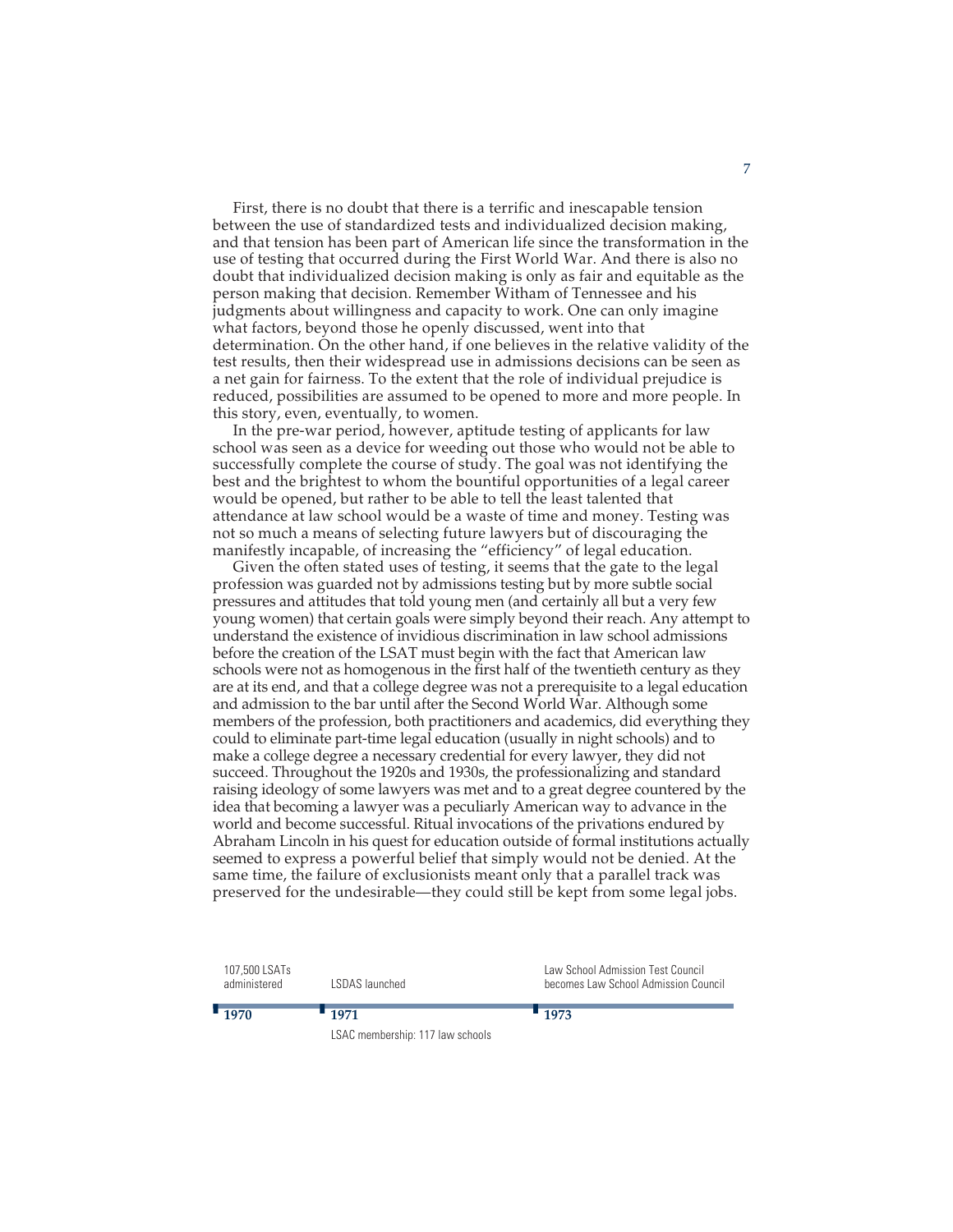First, there is no doubt that there is a terrific and inescapable tension between the use of standardized tests and individualized decision making, and that tension has been part of American life since the transformation in the use of testing that occurred during the First World War. And there is also no doubt that individualized decision making is only as fair and equitable as the person making that decision. Remember Witham of Tennessee and his judgments about willingness and capacity to work. One can only imagine what factors, beyond those he openly discussed, went into that determination. On the other hand, if one believes in the relative validity of the test results, then their widespread use in admissions decisions can be seen as a net gain for fairness. To the extent that the role of individual prejudice is reduced, possibilities are assumed to be opened to more and more people. In this story, even, eventually, to women.

In the pre-war period, however, aptitude testing of applicants for law school was seen as a device for weeding out those who would not be able to successfully complete the course of study. The goal was not identifying the best and the brightest to whom the bountiful opportunities of a legal career would be opened, but rather to be able to tell the least talented that attendance at law school would be a waste of time and money. Testing was not so much a means of selecting future lawyers but of discouraging the manifestly incapable, of increasing the "efficiency" of legal education.

Given the often stated uses of testing, it seems that the gate to the legal profession was guarded not by admissions testing but by more subtle social pressures and attitudes that told young men (and certainly all but a very few young women) that certain goals were simply beyond their reach. Any attempt to understand the existence of invidious discrimination in law school admissions before the creation of the LSAT must begin with the fact that American law schools were not as homogenous in the first half of the twentieth century as they are at its end, and that a college degree was not a prerequisite to a legal education and admission to the bar until after the Second World War. Although some members of the profession, both practitioners and academics, did everything they could to eliminate part-time legal education (usually in night schools) and to make a college degree a necessary credential for every lawyer, they did not succeed. Throughout the 1920s and 1930s, the professionalizing and standard raising ideology of some lawyers was met and to a great degree countered by the idea that becoming a lawyer was a peculiarly American way to advance in the world and become successful. Ritual invocations of the privations endured by Abraham Lincoln in his quest for education outside of formal institutions actually seemed to express a powerful belief that simply would not be denied. At the same time, the failure of exclusionists meant only that a parallel track was preserved for the undesirable—they could still be kept from some legal jobs.

**1970** — 107,500 LSATs administered

**1971** — LSDAS launched; LSAC membership: 117 law schools

**1973** — Law School Admission Test Council becomes Law School Admission Council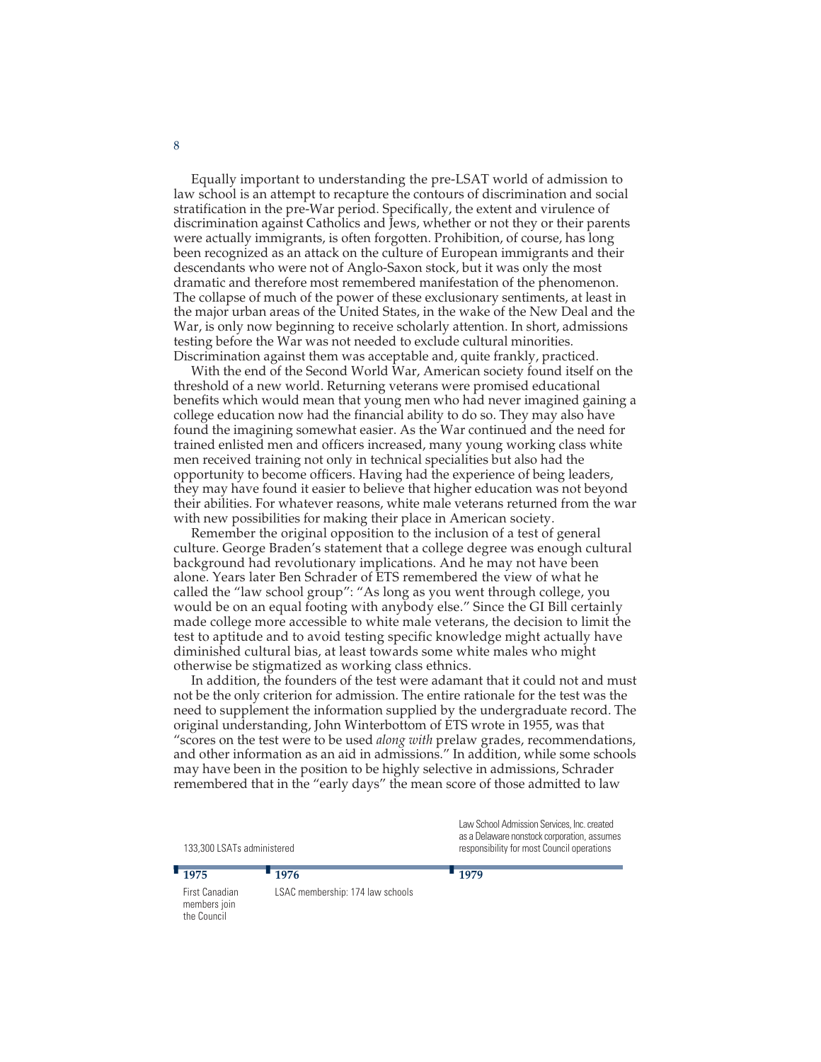Equally important to understanding the pre-LSAT world of admission to law school is an attempt to recapture the contours of discrimination and social stratification in the pre-War period. Specifically, the extent and virulence of discrimination against Catholics and Jews, whether or not they or their parents were actually immigrants, is often forgotten. Prohibition, of course, has long been recognized as an attack on the culture of European immigrants and their descendants who were not of Anglo-Saxon stock, but it was only the most dramatic and therefore most remembered manifestation of the phenomenon. The collapse of much of the power of these exclusionary sentiments, at least in the major urban areas of the United States, in the wake of the New Deal and the War, is only now beginning to receive scholarly attention. In short, admissions testing before the War was not needed to exclude cultural minorities. Discrimination against them was acceptable and, quite frankly, practiced.

With the end of the Second World War, American society found itself on the threshold of a new world. Returning veterans were promised educational benefits which would mean that young men who had never imagined gaining a college education now had the financial ability to do so. They may also have found the imagining somewhat easier. As the War continued and the need for trained enlisted men and officers increased, many young working class white men received training not only in technical specialities but also had the opportunity to become officers. Having had the experience of being leaders, they may have found it easier to believe that higher education was not beyond their abilities. For whatever reasons, white male veterans returned from the war with new possibilities for making their place in American society.

Remember the original opposition to the inclusion of a test of general culture. George Braden's statement that a college degree was enough cultural background had revolutionary implications. And he may not have been alone. Years later Ben Schrader of ETS remembered the view of what he called the "law school group": "As long as you went through college, you would be on an equal footing with anybody else." Since the GI Bill certainly made college more accessible to white male veterans, the decision to limit the test to aptitude and to avoid testing specific knowledge might actually have diminished cultural bias, at least towards some white males who might otherwise be stigmatized as working class ethnics.

In addition, the founders of the test were adamant that it could not and must not be the only criterion for admission. The entire rationale for the test was the need to supplement the information supplied by the undergraduate record. The original understanding, John Winterbottom of ETS wrote in 1955, was that "scores on the test were to be used *along with* prelaw grades, recommendations, and other information as an aid in admissions." In addition, while some schools may have been in the position to be highly selective in admissions, Schrader remembered that in the "early days" the mean score of those admitted to law

**1975** — 133,300 LSATs administered; First Canadian members join the Council

**1976** — LSAC membership: 174 law schools

**1979** — Law School Admission Services, Inc. created as a Delaware nonstock corporation, assumes responsibility for most Council operations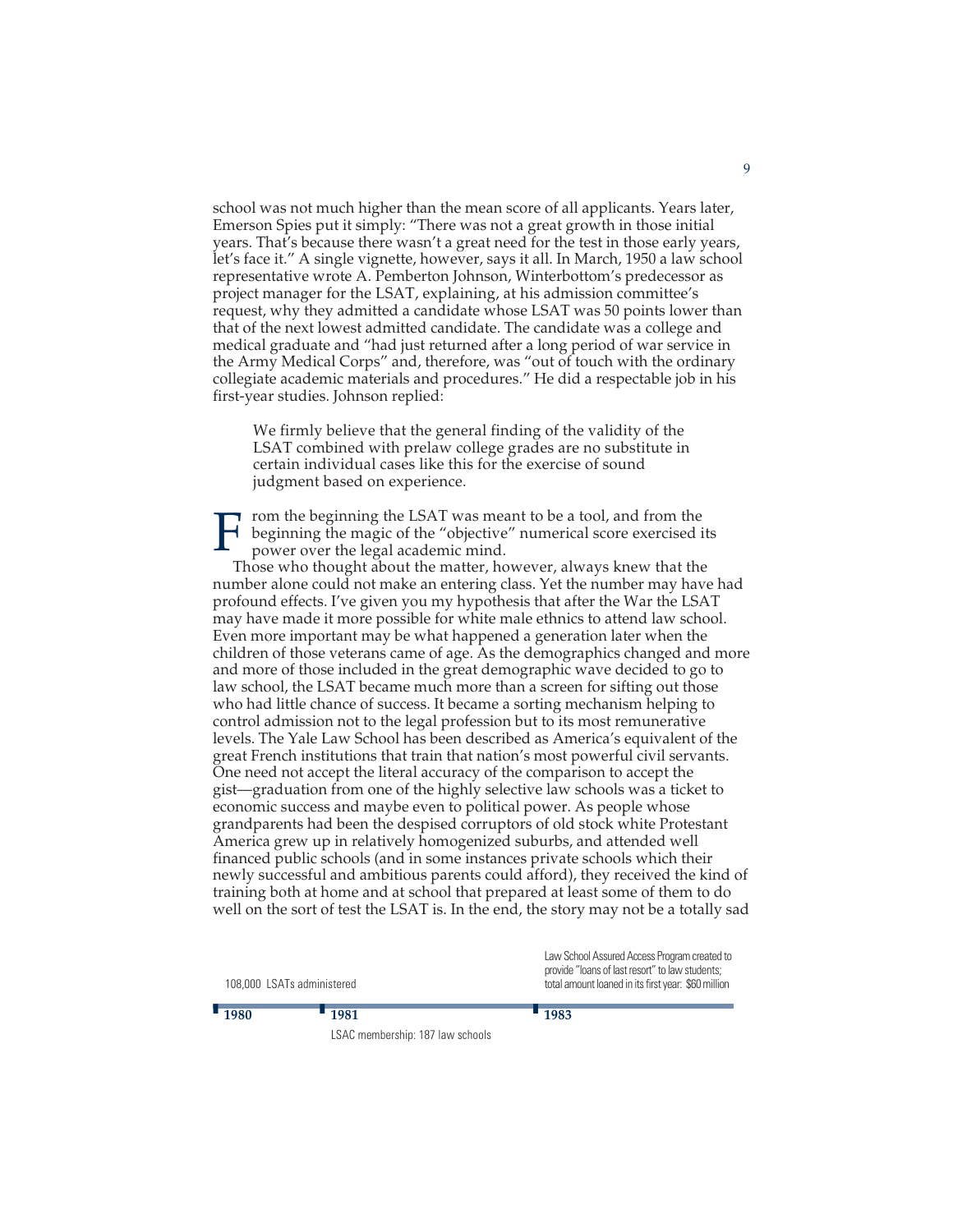school was not much higher than the mean score of all applicants. Years later, Emerson Spies put it simply: "There was not a great growth in those initial years. That's because there wasn't a great need for the test in those early years, let's face it." A single vignette, however, says it all. In March, 1950 a law school representative wrote A. Pemberton Johnson, Winterbottom's predecessor as project manager for the LSAT, explaining, at his admission committee's request, why they admitted a candidate whose LSAT was 50 points lower than that of the next lowest admitted candidate. The candidate was a college and medical graduate and "had just returned after a long period of war service in the Army Medical Corps" and, therefore, was "out of touch with the ordinary collegiate academic materials and procedures." He did a respectable job in his first-year studies. Johnson replied:

> We firmly believe that the general finding of the validity of the LSAT combined with prelaw college grades are no substitute in certain individual cases like this for the exercise of sound judgment based on experience.

From the beginning the LSAT was meant to be a tool, and from the beginning the magic of the "objective" numerical score exercised its power over the legal academic mind.

Those who thought about the matter, however, always knew that the number alone could not make an entering class. Yet the number may have had profound effects. I've given you my hypothesis that after the War the LSAT may have made it more possible for white male ethnics to attend law school. Even more important may be what happened a generation later when the children of those veterans came of age. As the demographics changed and more and more of those included in the great demographic wave decided to go to law school, the LSAT became much more than a screen for sifting out those who had little chance of success. It became a sorting mechanism helping to control admission not to the legal profession but to its most remunerative levels. The Yale Law School has been described as America's equivalent of the great French institutions that train that nation's most powerful civil servants. One need not accept the literal accuracy of the comparison to accept the gist—graduation from one of the highly selective law schools was a ticket to economic success and maybe even to political power. As people whose grandparents had been the despised corruptors of old stock white Protestant America grew up in relatively homogenized suburbs, and attended well financed public schools (and in some instances private schools which their newly successful and ambitious parents could afford), they received the kind of training both at home and at school that prepared at least some of them to do well on the sort of test the LSAT is. In the end, the story may not be a totally sad

**1980** — 108,000 LSATs administered

**1981** — LSAC membership: 187 law schools

**1983** — Law School Assured Access Program created to provide "loans of last resort" to law students; total amount loaned in its first year: $60 million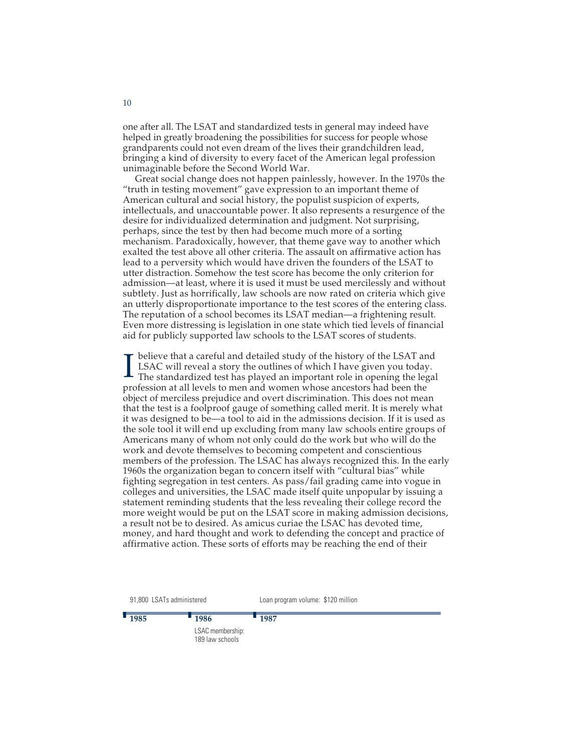one after all. The LSAT and standardized tests in general may indeed have helped in greatly broadening the possibilities for success for people whose grandparents could not even dream of the lives their grandchildren lead, bringing a kind of diversity to every facet of the American legal profession unimaginable before the Second World War.

Great social change does not happen painlessly, however. In the 1970s the "truth in testing movement" gave expression to an important theme of American cultural and social history, the populist suspicion of experts, intellectuals, and unaccountable power. It also represents a resurgence of the desire for individualized determination and judgment. Not surprising, perhaps, since the test by then had become much more of a sorting mechanism. Paradoxically, however, that theme gave way to another which exalted the test above all other criteria. The assault on affirmative action has lead to a perversity which would have driven the founders of the LSAT to utter distraction. Somehow the test score has become the only criterion for admission—at least, where it is used it must be used mercilessly and without subtlety. Just as horrifically, law schools are now rated on criteria which give an utterly disproportionate importance to the test scores of the entering class. The reputation of a school becomes its LSAT median—a frightening result. Even more distressing is legislation in one state which tied levels of financial aid for publicly supported law schools to the LSAT scores of students.

I believe that a careful and detailed study of the history of the LSAT and LSAC will reveal a story the outlines of which I have given you today. The standardized test has played an important role in opening the legal profession at all levels to men and women whose ancestors had been the object of merciless prejudice and overt discrimination. This does not mean that the test is a foolproof gauge of something called merit. It is merely what it was designed to be—a tool to aid in the admissions decision. If it is used as the sole tool it will end up excluding from many law schools entire groups of Americans many of whom not only could do the work but who will do the work and devote themselves to becoming competent and conscientious members of the profession. The LSAC has always recognized this. In the early 1960s the organization began to concern itself with "cultural bias" while fighting segregation in test centers. As pass/fail grading came into vogue in colleges and universities, the LSAC made itself quite unpopular by issuing a statement reminding students that the less revealing their college record the more weight would be put on the LSAT score in making admission decisions, a result not be to desired. As amicus curiae the LSAC has devoted time, money, and hard thought and work to defending the concept and practice of affirmative action. These sorts of efforts may be reaching the end of their

91,800 LSATs administered — Loan program volume: $120 million

**1985** | **1986** LSAC membership: 189 law schools | **1987**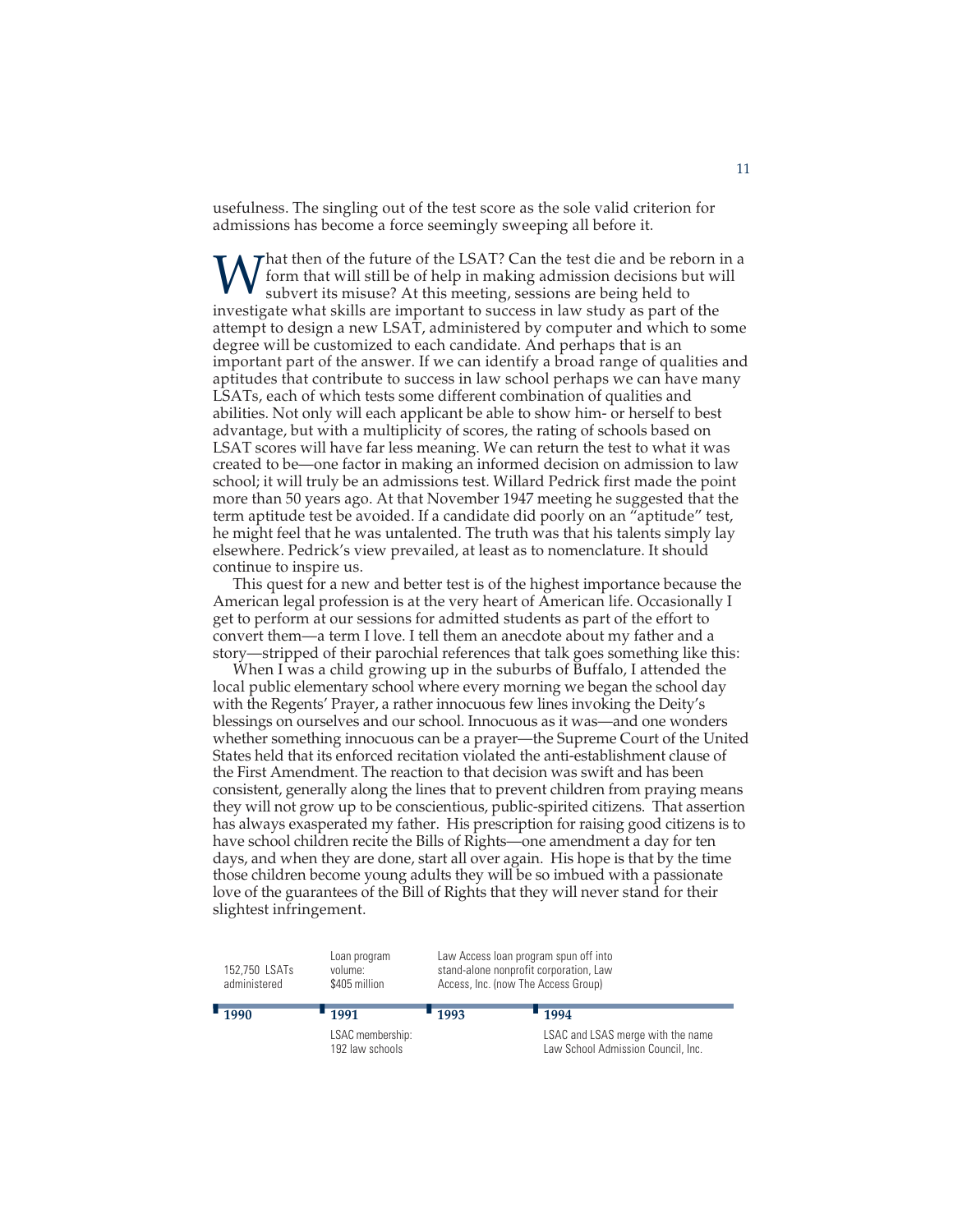usefulness. The singling out of the test score as the sole valid criterion for admissions has become a force seemingly sweeping all before it.

What then of the future of the LSAT? Can the test die and be reborn in a form that will still be of help in making admission decisions but will subvert its misuse? At this meeting, sessions are being held to investigate what skills are important to success in law study as part of the attempt to design a new LSAT, administered by computer and which to some degree will be customized to each candidate. And perhaps that is an important part of the answer. If we can identify a broad range of qualities and aptitudes that contribute to success in law school perhaps we can have many LSATs, each of which tests some different combination of qualities and abilities. Not only will each applicant be able to show him- or herself to best advantage, but with a multiplicity of scores, the rating of schools based on LSAT scores will have far less meaning. We can return the test to what it was created to be—one factor in making an informed decision on admission to law school; it will truly be an admissions test. Willard Pedrick first made the point more than 50 years ago. At that November 1947 meeting he suggested that the term aptitude test be avoided. If a candidate did poorly on an "aptitude" test, he might feel that he was untalented. The truth was that his talents simply lay elsewhere. Pedrick's view prevailed, at least as to nomenclature. It should continue to inspire us.

This quest for a new and better test is of the highest importance because the American legal profession is at the very heart of American life. Occasionally I get to perform at our sessions for admitted students as part of the effort to convert them—a term I love. I tell them an anecdote about my father and a story—stripped of their parochial references that talk goes something like this:

When I was a child growing up in the suburbs of Buffalo, I attended the local public elementary school where every morning we began the school day with the Regents' Prayer, a rather innocuous few lines invoking the Deity's blessings on ourselves and our school. Innocuous as it was—and one wonders whether something innocuous can be a prayer—the Supreme Court of the United States held that its enforced recitation violated the anti-establishment clause of the First Amendment. The reaction to that decision was swift and has been consistent, generally along the lines that to prevent children from praying means they will not grow up to be conscientious, public-spirited citizens. That assertion has always exasperated my father. His prescription for raising good citizens is to have school children recite the Bills of Rights—one amendment a day for ten days, and when they are done, start all over again. His hope is that by the time those children become young adults they will be so imbued with a passionate love of the guarantees of the Bill of Rights that they will never stand for their slightest infringement.

| 1990 | 1991 | 1993 | 1994 |
|---|---|---|---|
| 152,750 LSATs administered | Loan program volume: $405 million; LSAC membership: 192 law schools | Law Access loan program spun off into stand-alone nonprofit corporation, Law Access, Inc. (now The Access Group) | LSAC and LSAS merge with the name Law School Admission Council, Inc. |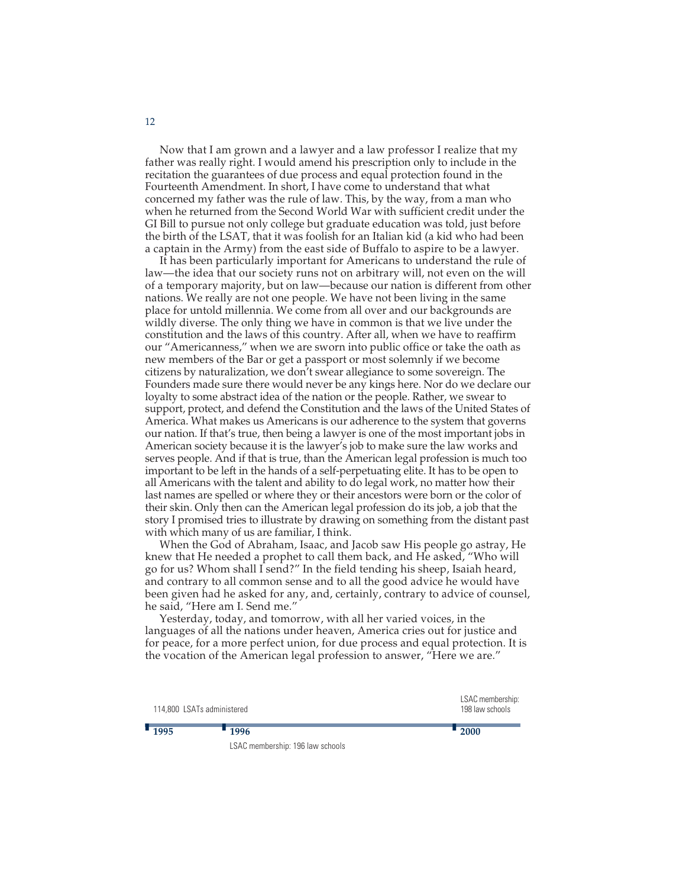Now that I am grown and a lawyer and a law professor I realize that my father was really right. I would amend his prescription only to include in the recitation the guarantees of due process and equal protection found in the Fourteenth Amendment. In short, I have come to understand that what concerned my father was the rule of law. This, by the way, from a man who when he returned from the Second World War with sufficient credit under the GI Bill to pursue not only college but graduate education was told, just before the birth of the LSAT, that it was foolish for an Italian kid (a kid who had been a captain in the Army) from the east side of Buffalo to aspire to be a lawyer.

It has been particularly important for Americans to understand the rule of law—the idea that our society runs not on arbitrary will, not even on the will of a temporary majority, but on law—because our nation is different from other nations. We really are not one people. We have not been living in the same place for untold millennia. We come from all over and our backgrounds are wildly diverse. The only thing we have in common is that we live under the constitution and the laws of this country. After all, when we have to reaffirm our "Americanness," when we are sworn into public office or take the oath as new members of the Bar or get a passport or most solemnly if we become citizens by naturalization, we don't swear allegiance to some sovereign. The Founders made sure there would never be any kings here. Nor do we declare our loyalty to some abstract idea of the nation or the people. Rather, we swear to support, protect, and defend the Constitution and the laws of the United States of America. What makes us Americans is our adherence to the system that governs our nation. If that's true, then being a lawyer is one of the most important jobs in American society because it is the lawyer's job to make sure the law works and serves people. And if that is true, than the American legal profession is much too important to be left in the hands of a self-perpetuating elite. It has to be open to all Americans with the talent and ability to do legal work, no matter how their last names are spelled or where they or their ancestors were born or the color of their skin. Only then can the American legal profession do its job, a job that the story I promised tries to illustrate by drawing on something from the distant past with which many of us are familiar, I think.

When the God of Abraham, Isaac, and Jacob saw His people go astray, He knew that He needed a prophet to call them back, and He asked, "Who will go for us? Whom shall I send?" In the field tending his sheep, Isaiah heard, and contrary to all common sense and to all the good advice he would have been given had he asked for any, and, certainly, contrary to advice of counsel, he said, "Here am I. Send me."

Yesterday, today, and tomorrow, with all her varied voices, in the languages of all the nations under heaven, America cries out for justice and for peace, for a more perfect union, for due process and equal protection. It is the vocation of the American legal profession to answer, "Here we are."

114,800 LSATs administered

LSAC membership: 198 law schools

1995

1996

2000

LSAC membership: 196 law schools